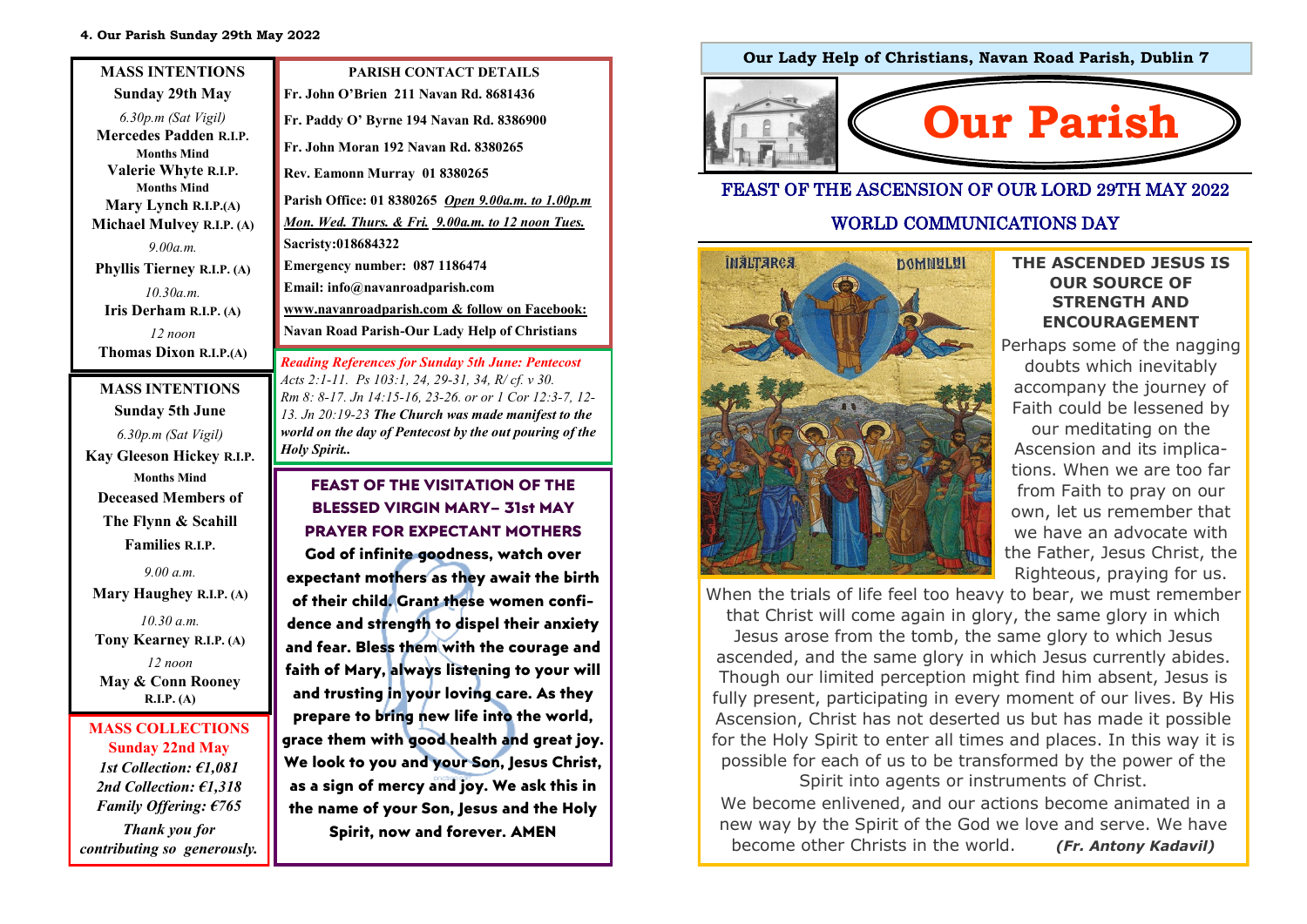**4. Our Parish Sunday 29th May 2022**

## MASS INTENTIONS

**Sunday 29th May**

*6.30p.m (Sat Vigil)*

**Mercedes Padden R.I.P.**
**Months Mind**
**Valerie Whyte R.I.P.**
**Months Mind**
**Mary Lynch R.I.P.(A)**
**Michael Mulvey R.I.P. (A)**

*9.00a.m.*

**Phyllis Tierney R.I.P. (A)**

*10.30a.m.*

**Iris Derham R.I.P. (A)**

*12 noon*

**Thomas Dixon R.I.P.(A)**

## MASS INTENTIONS

**Sunday 5th June**

*6.30p.m (Sat Vigil)*

**Kay Gleeson Hickey R.I.P.**
**Months Mind**
**Deceased Members of The Flynn & Scahill Families R.I.P.**

*9.00 a.m.*

**Mary Haughey R.I.P. (A)**

*10.30 a.m.*

**Tony Kearney R.I.P. (A)**

*12 noon*

**May & Conn Rooney R.I.P. (A)**

## MASS COLLECTIONS

**Sunday 22nd May**

*1st Collection: €1,081*
*2nd Collection: €1,318*
*Family Offering: €765*

*Thank you for contributing so generously.*

## PARISH CONTACT DETAILS

**Fr. John O'Brien 211 Navan Rd. 8681436**

**Fr. Paddy O' Byrne 194 Navan Rd. 8386900**

**Fr. John Moran 192 Navan Rd. 8380265**

**Rev. Eamonn Murray 01 8380265**

**Parish Office: 01 8380265** ***Open 9.00a.m. to 1.00p.m Mon. Wed. Thurs. & Fri. 9.00a.m. to 12 noon Tues.***

**Sacristy:018684322**

**Emergency number: 087 1186474**

**Email: info@navanroadparish.com**

**www.navanroadparish.com & follow on Facebook: Navan Road Parish-Our Lady Help of Christians**

***Reading References for Sunday 5th June: Pentecost***

*Acts 2:1-11. Ps 103:1, 24, 29-31, 34, R/ cf. v 30. Rm 8: 8-17. Jn 14:15-16, 23-26. or or 1 Cor 12:3-7, 12-13. Jn 20:19-23* ***The Church was made manifest to the world on the day of Pentecost by the out pouring of the Holy Spirit..***

## FEAST OF THE VISITATION OF THE BLESSED VIRGIN MARY– 31st MAY

## PRAYER FOR EXPECTANT MOTHERS

**God of infinite goodness, watch over expectant mothers as they await the birth of their child. Grant these women confidence and strength to dispel their anxiety and fear. Bless them with the courage and faith of Mary, always listening to your will and trusting in your loving care. As they prepare to bring new life into the world, grace them with good health and great joy. We look to you and your Son, Jesus Christ, as a sign of mercy and joy. We ask this in the name of your Son, Jesus and the Holy Spirit, now and forever. AMEN**

**Our Lady Help of Christians, Navan Road Parish, Dublin 7**

# Our Parish

## FEAST OF THE ASCENSION OF OUR LORD 29TH MAY 2022

## WORLD COMMUNICATIONS DAY

### THE ASCENDED JESUS IS OUR SOURCE OF STRENGTH AND ENCOURAGEMENT

Perhaps some of the nagging doubts which inevitably accompany the journey of Faith could be lessened by our meditating on the Ascension and its implications. When we are too far from Faith to pray on our own, let us remember that we have an advocate with the Father, Jesus Christ, the Righteous, praying for us. When the trials of life feel too heavy to bear, we must remember that Christ will come again in glory, the same glory in which Jesus arose from the tomb, the same glory to which Jesus ascended, and the same glory in which Jesus currently abides. Though our limited perception might find him absent, Jesus is fully present, participating in every moment of our lives. By His Ascension, Christ has not deserted us but has made it possible for the Holy Spirit to enter all times and places. In this way it is possible for each of us to be transformed by the power of the Spirit into agents or instruments of Christ.

We become enlivened, and our actions become animated in a new way by the Spirit of the God we love and serve. We have become other Christs in the world. ***(Fr. Antony Kadavil)***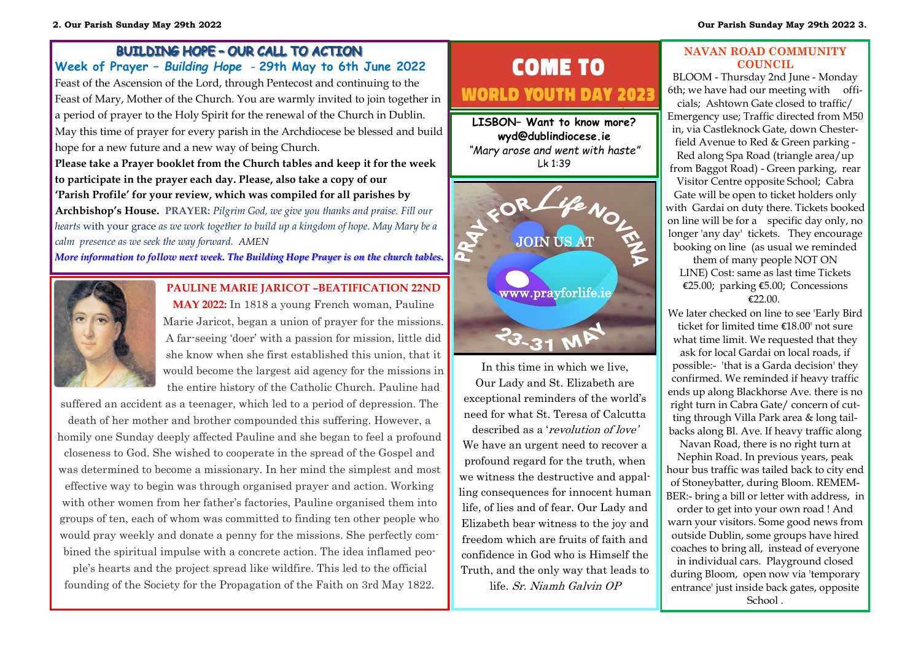## BUILDING HOPE – OUR CALL TO ACTION

### *Week of Prayer – Building Hope - 29th May to 6th June 2022*

Feast of the Ascension of the Lord, through Pentecost and continuing to the Feast of Mary, Mother of the Church. You are warmly invited to join together in a period of prayer to the Holy Spirit for the renewal of the Church in Dublin. May this time of prayer for every parish in the Archdiocese be blessed and build hope for a new future and a new way of being Church.

**Please take a Prayer booklet from the Church tables and keep it for the week to participate in the prayer each day. Please, also take a copy of our 'Parish Profile' for your review, which was compiled for all parishes by Archbishop's House.** **PRAYER:** *Pilgrim God, we give you thanks and praise. Fill our hearts* with your grace *as we work together to build up a kingdom of hope. May Mary be a calm presence as we seek the way forward. AMEN*

***More information to follow next week. The Building Hope Prayer is on the church tables.***

**PAULINE MARIE JARICOT –BEATIFICATION 22ND MAY 2022:** In 1818 a young French woman, Pauline Marie Jaricot, began a union of prayer for the missions. A far-seeing 'doer' with a passion for mission, little did she know when she first established this union, that it would become the largest aid agency for the missions in the entire history of the Catholic Church. Pauline had suffered an accident as a teenager, which led to a period of depression. The death of her mother and brother compounded this suffering. However, a homily one Sunday deeply affected Pauline and she began to feel a profound closeness to God. She wished to cooperate in the spread of the Gospel and was determined to become a missionary. In her mind the simplest and most effective way to begin was through organised prayer and action. Working with other women from her father's factories, Pauline organised them into groups of ten, each of whom was committed to finding ten other people who would pray weekly and donate a penny for the missions. She perfectly combined the spiritual impulse with a concrete action. The idea inflamed people's hearts and the project spread like wildfire. This led to the official founding of the Society for the Propagation of the Faith on 3rd May 1822.

## COME TO WORLD YOUTH DAY 2023

**LISBON– Want to know more? wyd@dublindiocese.ie**
*"Mary arose and went with haste"*
Lk 1:39

PRAY FOR Life NOVENA
JOIN US AT
www.prayforlife.ie
23-31 MAY

In this time in which we live, Our Lady and St. Elizabeth are exceptional reminders of the world's need for what St. Teresa of Calcutta described as a '*revolution of love'* We have an urgent need to recover a profound regard for the truth, when we witness the destructive and appalling consequences for innocent human life, of lies and of fear. Our Lady and Elizabeth bear witness to the joy and freedom which are fruits of faith and confidence in God who is Himself the Truth, and the only way that leads to life. *Sr. Niamh Galvin OP*

## NAVAN ROAD COMMUNITY COUNCIL

BLOOM - Thursday 2nd June - Monday 6th; we have had our meeting with officials; Ashtown Gate closed to traffic/ Emergency use; Traffic directed from M50 in, via Castleknock Gate, down Chesterfield Avenue to Red & Green parking - Red along Spa Road (triangle area/up from Baggot Road) - Green parking, rear Visitor Centre opposite School; Cabra Gate will be open to ticket holders only with Gardai on duty there. Tickets booked on line will be for a specific day only, no longer 'any day' tickets. They encourage booking on line (as usual we reminded them of many people NOT ON LINE) Cost: same as last time Tickets €25.00; parking €5.00; Concessions €22.00.

We later checked on line to see 'Early Bird ticket for limited time €18.00' not sure what time limit. We requested that they ask for local Gardai on local roads, if possible:- 'that is a Garda decision' they confirmed. We reminded if heavy traffic ends up along Blackhorse Ave. there is no right turn in Cabra Gate/ concern of cutting through Villa Park area & long tailbacks along Bl. Ave. If heavy traffic along Navan Road, there is no right turn at Nephin Road. In previous years, peak hour bus traffic was tailed back to city end of Stoneybatter, during Bloom. REMEMBER:- bring a bill or letter with address, in order to get into your own road ! And warn your visitors. Some good news from outside Dublin, some groups have hired coaches to bring all, instead of everyone in individual cars. Playground closed during Bloom, open now via 'temporary entrance' just inside back gates, opposite School .